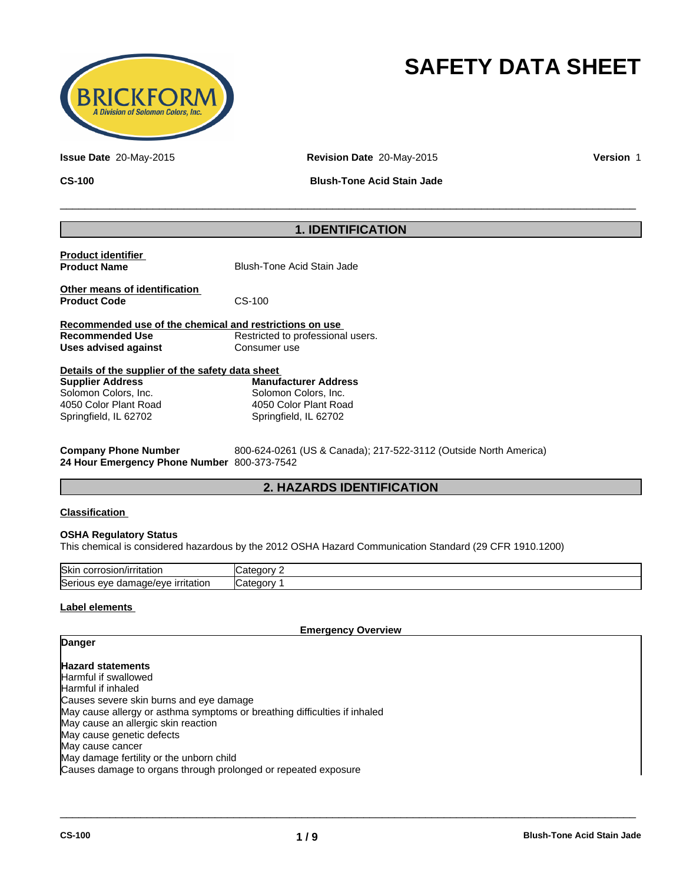# SAFETY DATA SHEET

**Issue Date** 20-May-2015 **Revision Date** 20-May-2015 **Version** 1

**CS-100** **Blush-Tone Acid Stain Jade**

## 1. IDENTIFICATION

**Product identifier**

**Product Name** Blush-Tone Acid Stain Jade

**Other means of identification**

**Product Code** CS-100

**Recommended use of the chemical and restrictions on use**

**Recommended Use** Restricted to professional users.

**Uses advised against** Consumer use

**Details of the supplier of the safety data sheet**

**Supplier Address**
Solomon Colors, Inc.
4050 Color Plant Road
Springfield, IL 62702

**Manufacturer Address**
Solomon Colors, Inc.
4050 Color Plant Road
Springfield, IL 62702

**Company Phone Number** 800-624-0261 (US & Canada); 217-522-3112 (Outside North America)

**24 Hour Emergency Phone Number** 800-373-7542

## 2. HAZARDS IDENTIFICATION

**Classification**

**OSHA Regulatory Status**

This chemical is considered hazardous by the 2012 OSHA Hazard Communication Standard (29 CFR 1910.1200)

| Skin corrosion/irritation | Category 2 |
|---|---|
| Serious eye damage/eye irritation | Category 1 |

**Label elements**

**Emergency Overview**

**Danger**

**Hazard statements**

Harmful if swallowed
Harmful if inhaled
Causes severe skin burns and eye damage
May cause allergy or asthma symptoms or breathing difficulties if inhaled
May cause an allergic skin reaction
May cause genetic defects
May cause cancer
May damage fertility or the unborn child
Causes damage to organs through prolonged or repeated exposure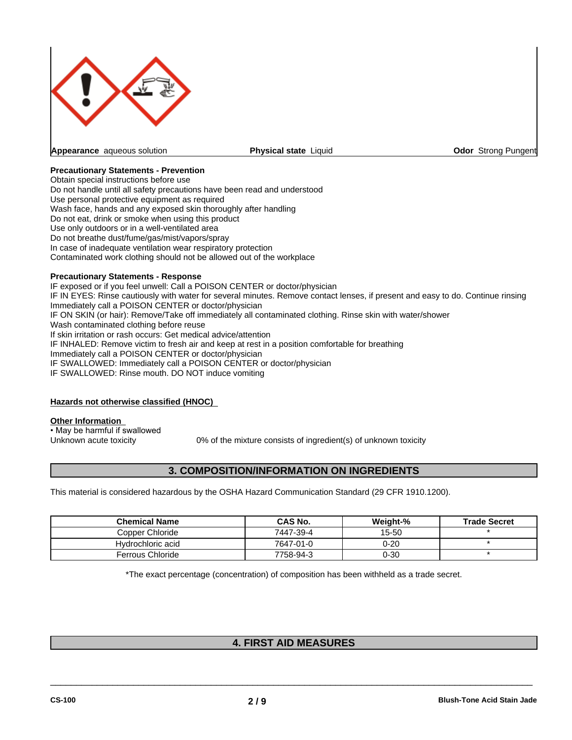**Appearance** aqueous solution **Physical state** Liquid **Odor** Strong Pungent

**Precautionary Statements - Prevention**

Obtain special instructions before use
Do not handle until all safety precautions have been read and understood
Use personal protective equipment as required
Wash face, hands and any exposed skin thoroughly after handling
Do not eat, drink or smoke when using this product
Use only outdoors or in a well-ventilated area
Do not breathe dust/fume/gas/mist/vapors/spray
In case of inadequate ventilation wear respiratory protection
Contaminated work clothing should not be allowed out of the workplace

**Precautionary Statements - Response**

IF exposed or if you feel unwell: Call a POISON CENTER or doctor/physician
IF IN EYES: Rinse cautiously with water for several minutes. Remove contact lenses, if present and easy to do. Continue rinsing
Immediately call a POISON CENTER or doctor/physician
IF ON SKIN (or hair): Remove/Take off immediately all contaminated clothing. Rinse skin with water/shower
Wash contaminated clothing before reuse
If skin irritation or rash occurs: Get medical advice/attention
IF INHALED: Remove victim to fresh air and keep at rest in a position comfortable for breathing
Immediately call a POISON CENTER or doctor/physician
IF SWALLOWED: Immediately call a POISON CENTER or doctor/physician
IF SWALLOWED: Rinse mouth. DO NOT induce vomiting

**Hazards not otherwise classified (HNOC)**

**Other Information**

• May be harmful if swallowed

Unknown acute toxicity 0% of the mixture consists of ingredient(s) of unknown toxicity

## 3. COMPOSITION/INFORMATION ON INGREDIENTS

This material is considered hazardous by the OSHA Hazard Communication Standard (29 CFR 1910.1200).

| Chemical Name | CAS No. | Weight-% | Trade Secret |
|---|---|---|---|
| Copper Chloride | 7447-39-4 | 15-50 | * |
| Hydrochloric acid | 7647-01-0 | 0-20 | * |
| Ferrous Chloride | 7758-94-3 | 0-30 | * |

*The exact percentage (concentration) of composition has been withheld as a trade secret.

## 4. FIRST AID MEASURES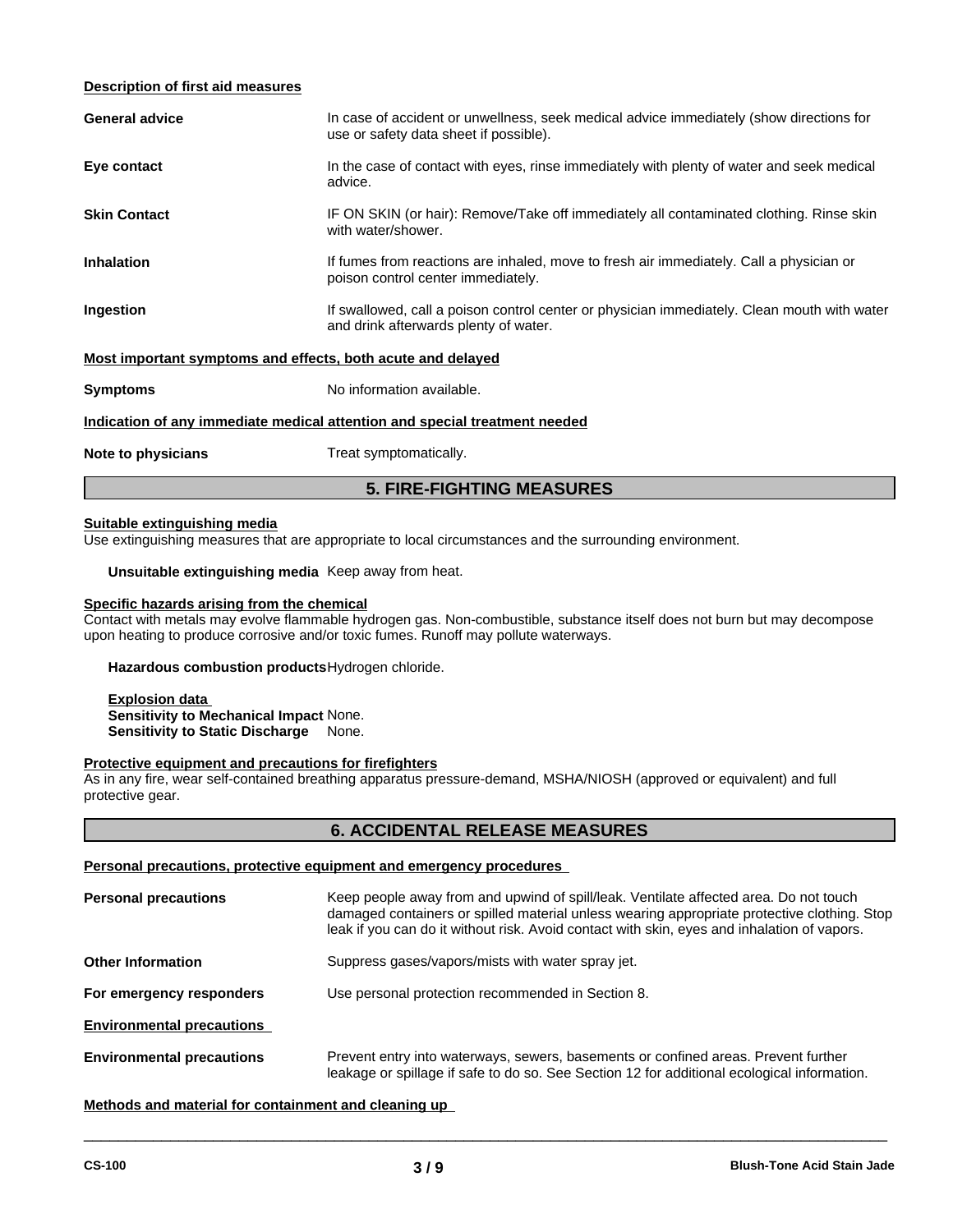**Description of first aid measures**

**General advice**
In case of accident or unwellness, seek medical advice immediately (show directions for use or safety data sheet if possible).

**Eye contact**
In the case of contact with eyes, rinse immediately with plenty of water and seek medical advice.

**Skin Contact**
IF ON SKIN (or hair): Remove/Take off immediately all contaminated clothing. Rinse skin with water/shower.

**Inhalation**
If fumes from reactions are inhaled, move to fresh air immediately. Call a physician or poison control center immediately.

**Ingestion**
If swallowed, call a poison control center or physician immediately. Clean mouth with water and drink afterwards plenty of water.

**Most important symptoms and effects, both acute and delayed**

**Symptoms**
No information available.

**Indication of any immediate medical attention and special treatment needed**

**Note to physicians**
Treat symptomatically.

## 5. FIRE-FIGHTING MEASURES

**Suitable extinguishing media**

Use extinguishing measures that are appropriate to local circumstances and the surrounding environment.

**Unsuitable extinguishing media** Keep away from heat.

**Specific hazards arising from the chemical**

Contact with metals may evolve flammable hydrogen gas. Non-combustible, substance itself does not burn but may decompose upon heating to produce corrosive and/or toxic fumes. Runoff may pollute waterways.

**Hazardous combustion products** Hydrogen chloride.

**Explosion data**
**Sensitivity to Mechanical Impact** None.
**Sensitivity to Static Discharge** None.

**Protective equipment and precautions for firefighters**

As in any fire, wear self-contained breathing apparatus pressure-demand, MSHA/NIOSH (approved or equivalent) and full protective gear.

## 6. ACCIDENTAL RELEASE MEASURES

**Personal precautions, protective equipment and emergency procedures**

**Personal precautions**
Keep people away from and upwind of spill/leak. Ventilate affected area. Do not touch damaged containers or spilled material unless wearing appropriate protective clothing. Stop leak if you can do it without risk. Avoid contact with skin, eyes and inhalation of vapors.

**Other Information**
Suppress gases/vapors/mists with water spray jet.

**For emergency responders**
Use personal protection recommended in Section 8.

**Environmental precautions**

**Environmental precautions**
Prevent entry into waterways, sewers, basements or confined areas. Prevent further leakage or spillage if safe to do so. See Section 12 for additional ecological information.

**Methods and material for containment and cleaning up**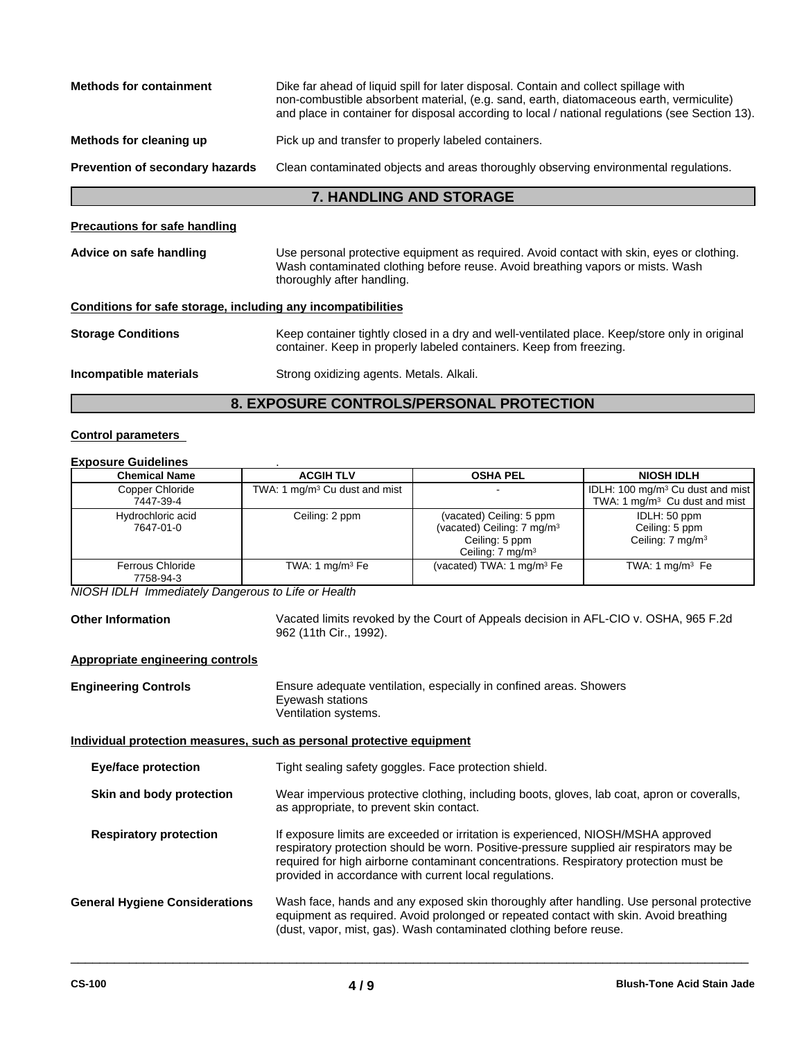**Methods for containment** Dike far ahead of liquid spill for later disposal. Contain and collect spillage with non-combustible absorbent material, (e.g. sand, earth, diatomaceous earth, vermiculite) and place in container for disposal according to local / national regulations (see Section 13).

**Methods for cleaning up** Pick up and transfer to properly labeled containers.

**Prevention of secondary hazards** Clean contaminated objects and areas thoroughly observing environmental regulations.

## 7. HANDLING AND STORAGE

**Precautions for safe handling**

**Advice on safe handling** Use personal protective equipment as required. Avoid contact with skin, eyes or clothing. Wash contaminated clothing before reuse. Avoid breathing vapors or mists. Wash thoroughly after handling.

**Conditions for safe storage, including any incompatibilities**

**Storage Conditions** Keep container tightly closed in a dry and well-ventilated place. Keep/store only in original container. Keep in properly labeled containers. Keep from freezing.

**Incompatible materials** Strong oxidizing agents. Metals. Alkali.

## 8. EXPOSURE CONTROLS/PERSONAL PROTECTION

**Control parameters**

**Exposure Guidelines** .

| Chemical Name | ACGIH TLV | OSHA PEL | NIOSH IDLH |
|---|---|---|---|
| Copper Chloride 7447-39-4 | TWA: 1 mg/m³ Cu dust and mist | - | IDLH: 100 mg/m³ Cu dust and mist TWA: 1 mg/m³ Cu dust and mist |
| Hydrochloric acid 7647-01-0 | Ceiling: 2 ppm | (vacated) Ceiling: 5 ppm (vacated) Ceiling: 7 mg/m³ Ceiling: 5 ppm Ceiling: 7 mg/m³ | IDLH: 50 ppm Ceiling: 5 ppm Ceiling: 7 mg/m³ |
| Ferrous Chloride 7758-94-3 | TWA: 1 mg/m³ Fe | (vacated) TWA: 1 mg/m³ Fe | TWA: 1 mg/m³ Fe |

*NIOSH IDLH Immediately Dangerous to Life or Health*

**Other Information** Vacated limits revoked by the Court of Appeals decision in AFL-CIO v. OSHA, 965 F.2d 962 (11th Cir., 1992).

**Appropriate engineering controls**

**Engineering Controls** Ensure adequate ventilation, especially in confined areas. Showers
Eyewash stations
Ventilation systems.

**Individual protection measures, such as personal protective equipment**

**Eye/face protection** Tight sealing safety goggles. Face protection shield.

**Skin and body protection** Wear impervious protective clothing, including boots, gloves, lab coat, apron or coveralls, as appropriate, to prevent skin contact.

**Respiratory protection** If exposure limits are exceeded or irritation is experienced, NIOSH/MSHA approved respiratory protection should be worn. Positive-pressure supplied air respirators may be required for high airborne contaminant concentrations. Respiratory protection must be provided in accordance with current local regulations.

**General Hygiene Considerations** Wash face, hands and any exposed skin thoroughly after handling. Use personal protective equipment as required. Avoid prolonged or repeated contact with skin. Avoid breathing (dust, vapor, mist, gas). Wash contaminated clothing before reuse.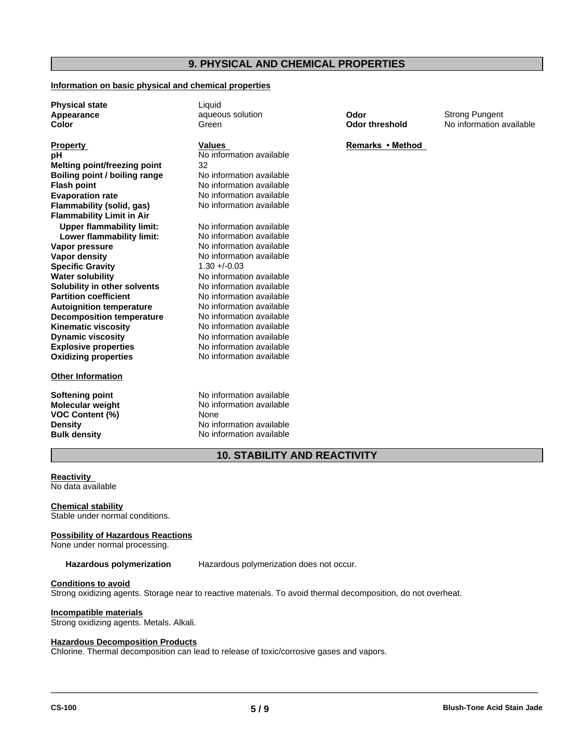## 9. PHYSICAL AND CHEMICAL PROPERTIES

**Information on basic physical and chemical properties**

| | | | |
|---|---|---|---|
| **Physical state** | Liquid | | |
| **Appearance** | aqueous solution | **Odor** | Strong Pungent |
| **Color** | Green | **Odor threshold** | No information available |

| **Property** | **Values** | **Remarks • Method** |
|---|---|---|
| **pH** | No information available | |
| **Melting point/freezing point** | 32 | |
| **Boiling point / boiling range** | No information available | |
| **Flash point** | No information available | |
| **Evaporation rate** | No information available | |
| **Flammability (solid, gas)** | No information available | |
| **Flammability Limit in Air** | | |
| **Upper flammability limit:** | No information available | |
| **Lower flammability limit:** | No information available | |
| **Vapor pressure** | No information available | |
| **Vapor density** | No information available | |
| **Specific Gravity** | 1.30 +/-0.03 | |
| **Water solubility** | No information available | |
| **Solubility in other solvents** | No information available | |
| **Partition coefficient** | No information available | |
| **Autoignition temperature** | No information available | |
| **Decomposition temperature** | No information available | |
| **Kinematic viscosity** | No information available | |
| **Dynamic viscosity** | No information available | |
| **Explosive properties** | No information available | |
| **Oxidizing properties** | No information available | |

**Other Information**

| | |
|---|---|
| **Softening point** | No information available |
| **Molecular weight** | No information available |
| **VOC Content (%)** | None |
| **Density** | No information available |
| **Bulk density** | No information available |

## 10. STABILITY AND REACTIVITY

**Reactivity**
No data available

**Chemical stability**
Stable under normal conditions.

**Possibility of Hazardous Reactions**
None under normal processing.

**Hazardous polymerization** Hazardous polymerization does not occur.

**Conditions to avoid**
Strong oxidizing agents. Storage near to reactive materials. To avoid thermal decomposition, do not overheat.

**Incompatible materials**
Strong oxidizing agents. Metals. Alkali.

**Hazardous Decomposition Products**
Chlorine. Thermal decomposition can lead to release of toxic/corrosive gases and vapors.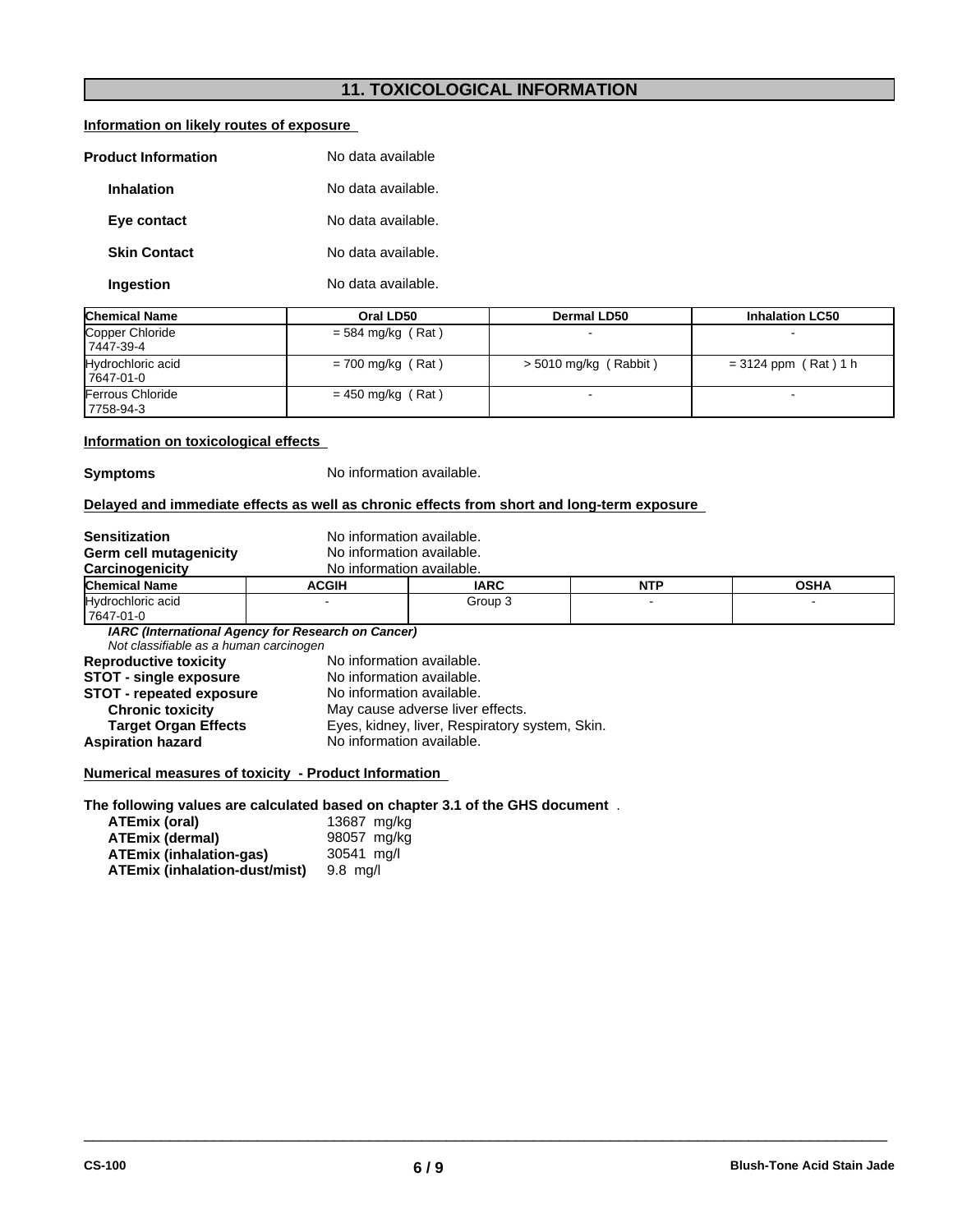## 11. TOXICOLOGICAL INFORMATION

**Information on likely routes of exposure**

**Product Information** No data available

**Inhalation** No data available.

**Eye contact** No data available.

**Skin Contact** No data available.

**Ingestion** No data available.

| Chemical Name | Oral LD50 | Dermal LD50 | Inhalation LC50 |
|---|---|---|---|
| Copper Chloride 7447-39-4 | = 584 mg/kg ( Rat ) | - | - |
| Hydrochloric acid 7647-01-0 | = 700 mg/kg ( Rat ) | > 5010 mg/kg ( Rabbit ) | = 3124 ppm ( Rat ) 1 h |
| Ferrous Chloride 7758-94-3 | = 450 mg/kg ( Rat ) | - | - |

**Information on toxicological effects**

**Symptoms** No information available.

**Delayed and immediate effects as well as chronic effects from short and long-term exposure**

**Sensitization** No information available.
**Germ cell mutagenicity** No information available.
**Carcinogenicity** No information available.

| Chemical Name | ACGIH | IARC | NTP | OSHA |
|---|---|---|---|---|
| Hydrochloric acid 7647-01-0 | - | Group 3 | - | - |

***IARC (International Agency for Research on Cancer)***
*Not classifiable as a human carcinogen*

**Reproductive toxicity** No information available.
**STOT - single exposure** No information available.
**STOT - repeated exposure** No information available.
**Chronic toxicity** May cause adverse liver effects.
**Target Organ Effects** Eyes, kidney, liver, Respiratory system, Skin.
**Aspiration hazard** No information available.

**Numerical measures of toxicity - Product Information**

**The following values are calculated based on chapter 3.1 of the GHS document** .

**ATEmix (oral)** 13687 mg/kg
**ATEmix (dermal)** 98057 mg/kg
**ATEmix (inhalation-gas)** 30541 mg/l
**ATEmix (inhalation-dust/mist)** 9.8 mg/l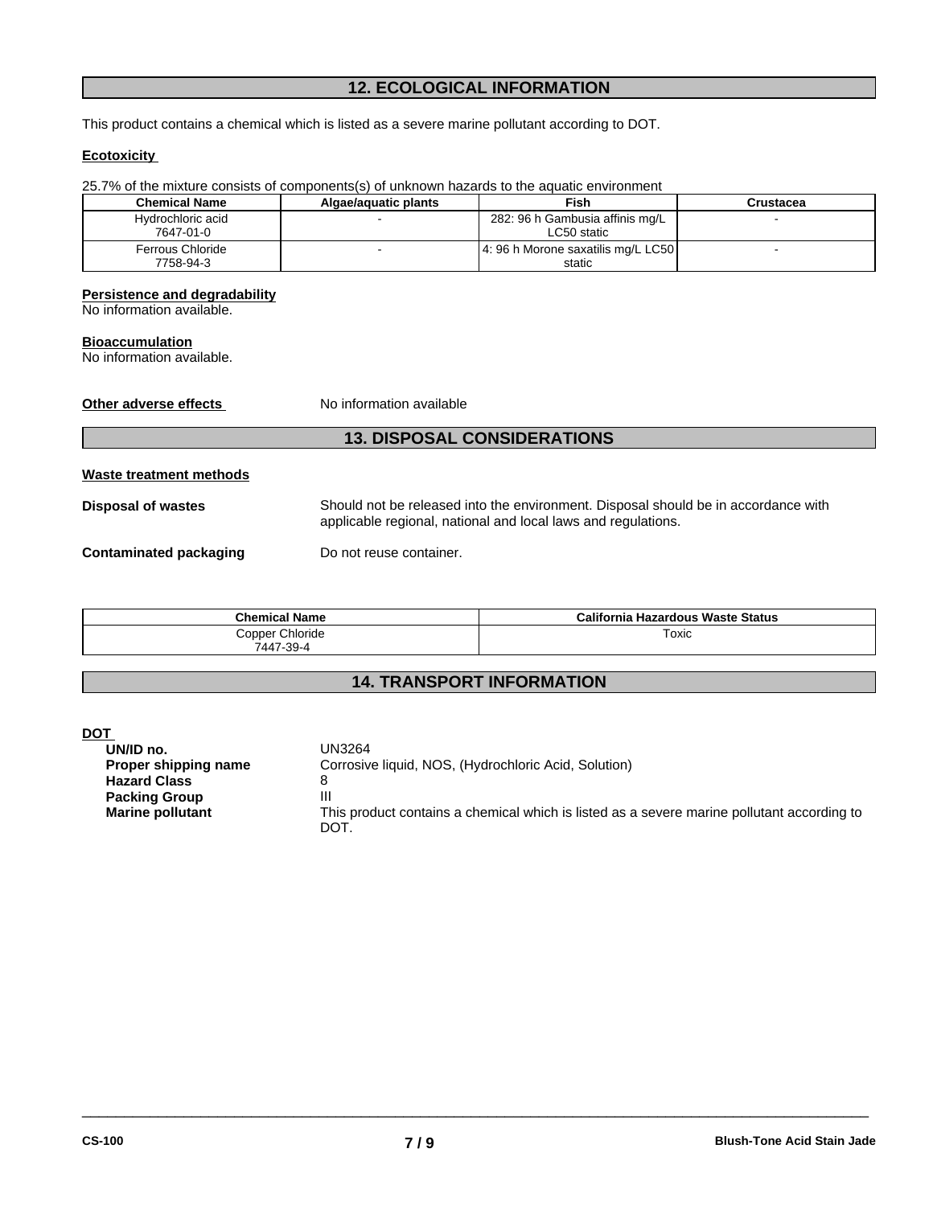## 12. ECOLOGICAL INFORMATION

This product contains a chemical which is listed as a severe marine pollutant according to DOT.

**Ecotoxicity**

25.7% of the mixture consists of components(s) of unknown hazards to the aquatic environment

| Chemical Name | Algae/aquatic plants | Fish | Crustacea |
|---|---|---|---|
| Hydrochloric acid 7647-01-0 | - | 282: 96 h Gambusia affinis mg/L LC50 static | - |
| Ferrous Chloride 7758-94-3 | - | 4: 96 h Morone saxatilis mg/L LC50 static | - |

**Persistence and degradability**
No information available.

**Bioaccumulation**
No information available.

**Other adverse effects** No information available

## 13. DISPOSAL CONSIDERATIONS

**Waste treatment methods**

**Disposal of wastes** Should not be released into the environment. Disposal should be in accordance with applicable regional, national and local laws and regulations.

**Contaminated packaging** Do not reuse container.

| Chemical Name | California Hazardous Waste Status |
|---|---|
| Copper Chloride 7447-39-4 | Toxic |

## 14. TRANSPORT INFORMATION

**DOT**

**UN/ID no.** UN3264
**Proper shipping name** Corrosive liquid, NOS, (Hydrochloric Acid, Solution)
**Hazard Class** 8
**Packing Group** III
**Marine pollutant** This product contains a chemical which is listed as a severe marine pollutant according to DOT.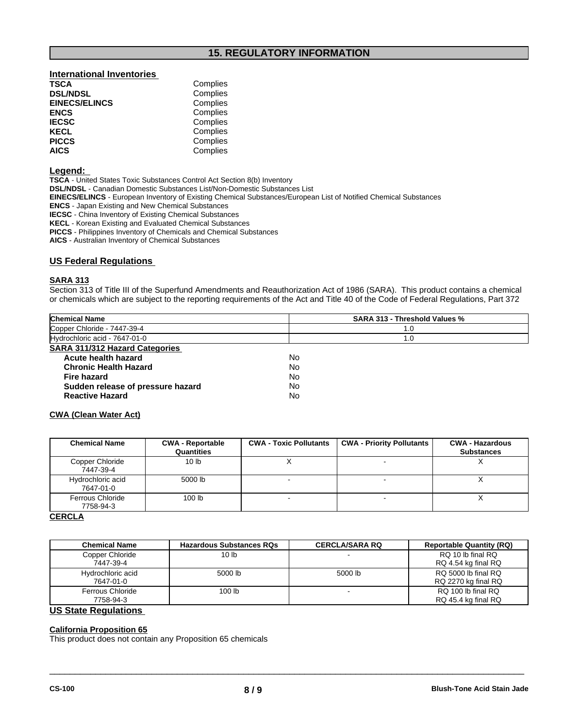## 15. REGULATORY INFORMATION

### International Inventories

| | |
|---|---|
| **TSCA** | Complies |
| **DSL/NDSL** | Complies |
| **EINECS/ELINCS** | Complies |
| **ENCS** | Complies |
| **IECSC** | Complies |
| **KECL** | Complies |
| **PICCS** | Complies |
| **AICS** | Complies |

**Legend:**

**TSCA** - United States Toxic Substances Control Act Section 8(b) Inventory
**DSL/NDSL** - Canadian Domestic Substances List/Non-Domestic Substances List
**EINECS/ELINCS** - European Inventory of Existing Chemical Substances/European List of Notified Chemical Substances
**ENCS** - Japan Existing and New Chemical Substances
**IECSC** - China Inventory of Existing Chemical Substances
**KECL** - Korean Existing and Evaluated Chemical Substances
**PICCS** - Philippines Inventory of Chemicals and Chemical Substances
**AICS** - Australian Inventory of Chemical Substances

### US Federal Regulations

**SARA 313**

Section 313 of Title III of the Superfund Amendments and Reauthorization Act of 1986 (SARA). This product contains a chemical or chemicals which are subject to the reporting requirements of the Act and Title 40 of the Code of Federal Regulations, Part 372

| Chemical Name | SARA 313 - Threshold Values % |
|---|---|
| Copper Chloride - 7447-39-4 | 1.0 |
| Hydrochloric acid - 7647-01-0 | 1.0 |

**SARA 311/312 Hazard Categories**

| | |
|---|---|
| **Acute health hazard** | No |
| **Chronic Health Hazard** | No |
| **Fire hazard** | No |
| **Sudden release of pressure hazard** | No |
| **Reactive Hazard** | No |

**CWA (Clean Water Act)**

| Chemical Name | CWA - Reportable Quantities | CWA - Toxic Pollutants | CWA - Priority Pollutants | CWA - Hazardous Substances |
|---|---|---|---|---|
| Copper Chloride 7447-39-4 | 10 lb | X | - | X |
| Hydrochloric acid 7647-01-0 | 5000 lb | - | - | X |
| Ferrous Chloride 7758-94-3 | 100 lb | - | - | X |

**CERCLA**

| Chemical Name | Hazardous Substances RQs | CERCLA/SARA RQ | Reportable Quantity (RQ) |
|---|---|---|---|
| Copper Chloride 7447-39-4 | 10 lb | - | RQ 10 lb final RQ RQ 4.54 kg final RQ |
| Hydrochloric acid 7647-01-0 | 5000 lb | 5000 lb | RQ 5000 lb final RQ RQ 2270 kg final RQ |
| Ferrous Chloride 7758-94-3 | 100 lb | - | RQ 100 lb final RQ RQ 45.4 kg final RQ |

### US State Regulations

**California Proposition 65**

This product does not contain any Proposition 65 chemicals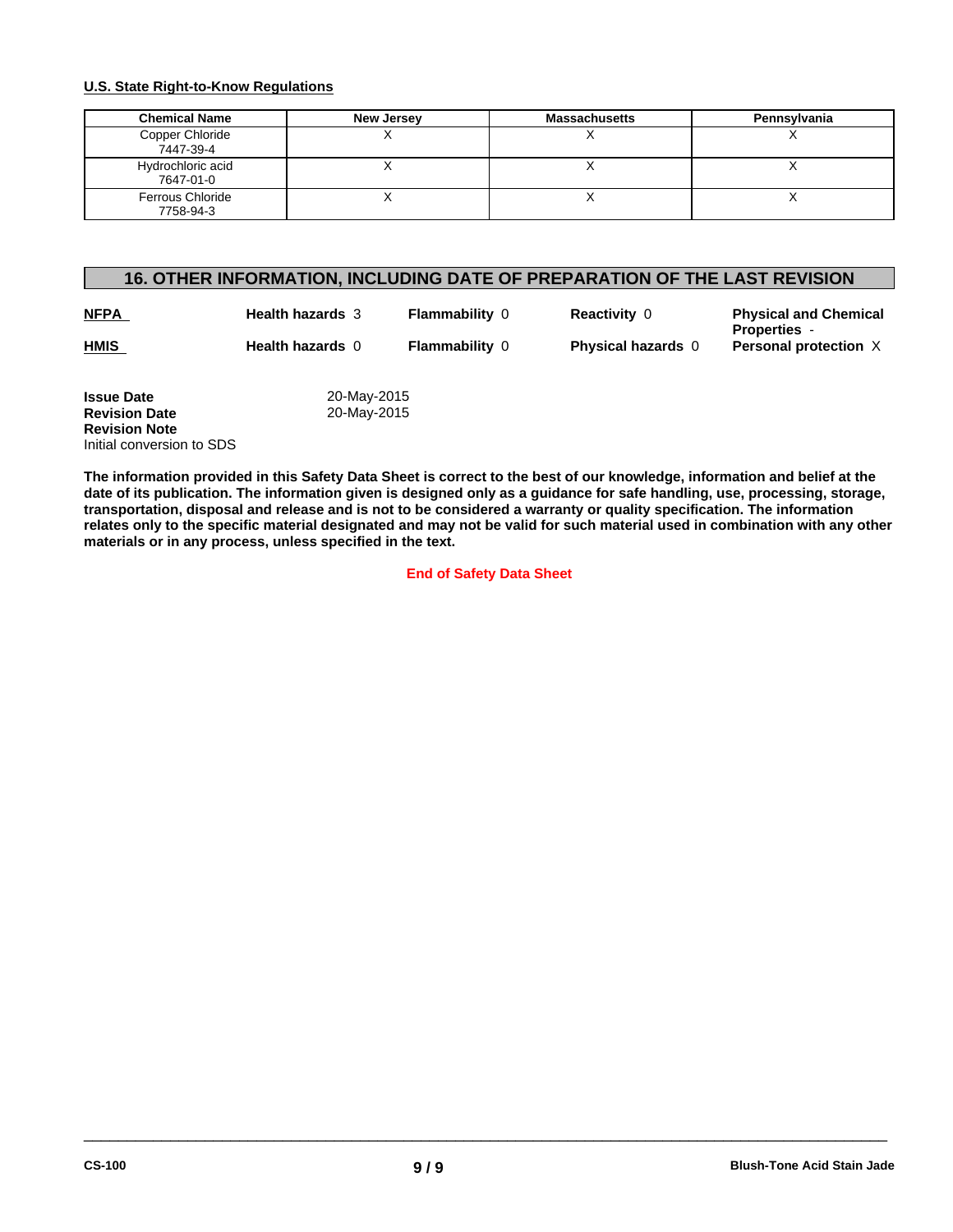**U.S. State Right-to-Know Regulations**

| Chemical Name | New Jersey | Massachusetts | Pennsylvania |
|---|---|---|---|
| Copper Chloride 7447-39-4 | X | X | X |
| Hydrochloric acid 7647-01-0 | X | X | X |
| Ferrous Chloride 7758-94-3 | X | X | X |

## 16. OTHER INFORMATION, INCLUDING DATE OF PREPARATION OF THE LAST REVISION

| | | | | |
|---|---|---|---|---|
| **NFPA** | **Health hazards** 3 | **Flammability** 0 | **Reactivity** 0 | **Physical and Chemical Properties** - |
| **HMIS** | **Health hazards** 0 | **Flammability** 0 | **Physical hazards** 0 | **Personal protection** X |

**Issue Date** 20-May-2015
**Revision Date** 20-May-2015
**Revision Note**
Initial conversion to SDS

**The information provided in this Safety Data Sheet is correct to the best of our knowledge, information and belief at the date of its publication. The information given is designed only as a guidance for safe handling, use, processing, storage, transportation, disposal and release and is not to be considered a warranty or quality specification. The information relates only to the specific material designated and may not be valid for such material used in combination with any other materials or in any process, unless specified in the text.**

**End of Safety Data Sheet**